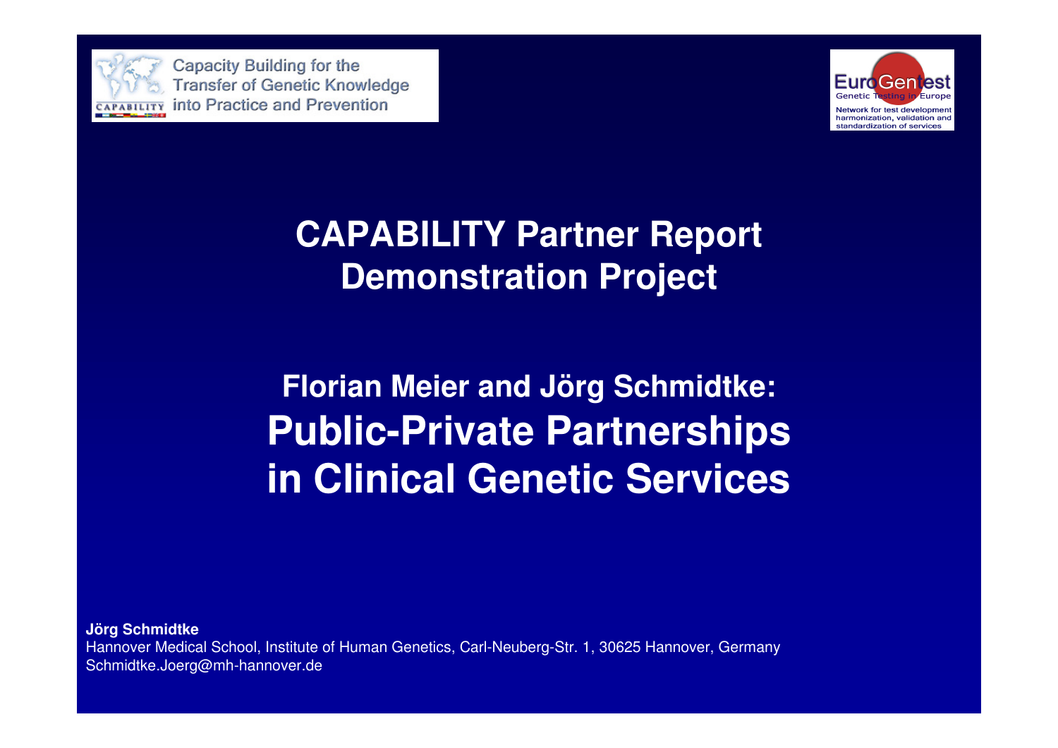Capacity Building for the Transfer of Genetic Knowledge into Practice and Prevention

EuroGentest
Genetic Testing in Europe
Network for test development harmonization, validation and standardization of services

# CAPABILITY Partner Report Demonstration Project

## Florian Meier and Jörg Schmidtke: Public-Private Partnerships in Clinical Genetic Services

**Jörg Schmidtke**
Hannover Medical School, Institute of Human Genetics, Carl-Neuberg-Str. 1, 30625 Hannover, Germany
Schmidtke.Joerg@mh-hannover.de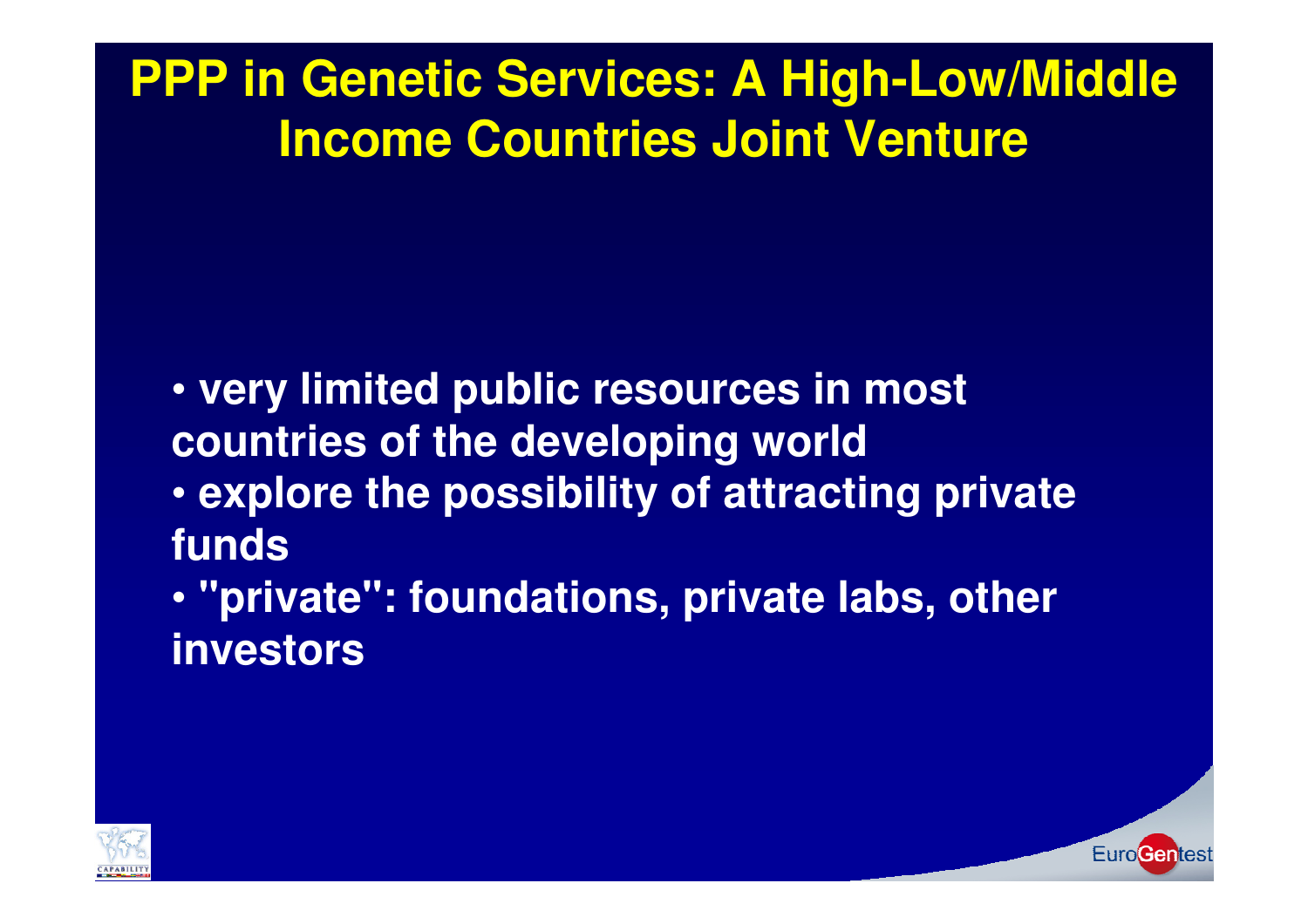# PPP in Genetic Services: A High-Low/Middle Income Countries Joint Venture

- very limited public resources in most countries of the developing world
- explore the possibility of attracting private funds
- "private": foundations, private labs, other investors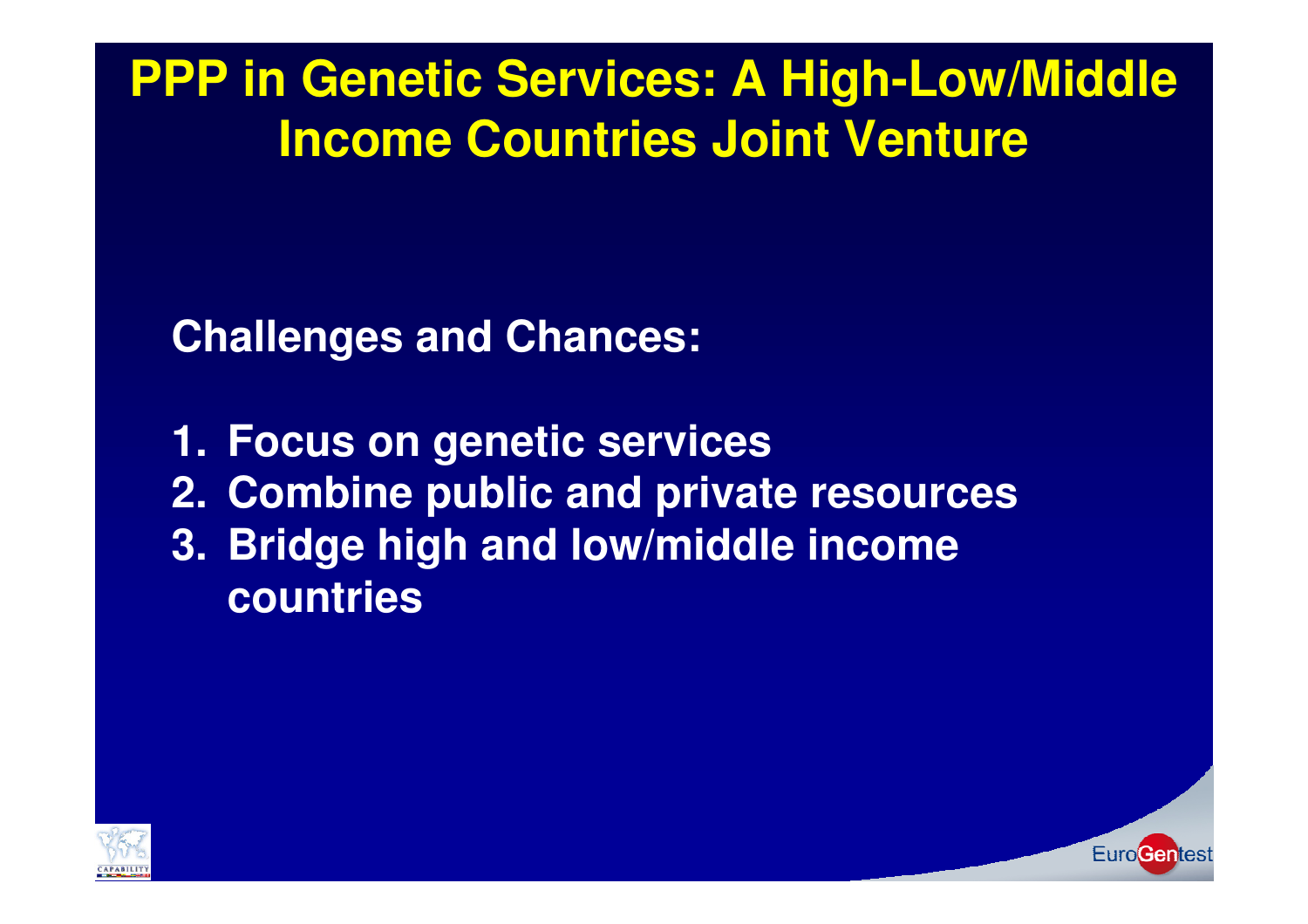# PPP in Genetic Services: A High-Low/Middle Income Countries Joint Venture

**Challenges and Chances:**

1. **Focus on genetic services**
2. **Combine public and private resources**
3. **Bridge high and low/middle income countries**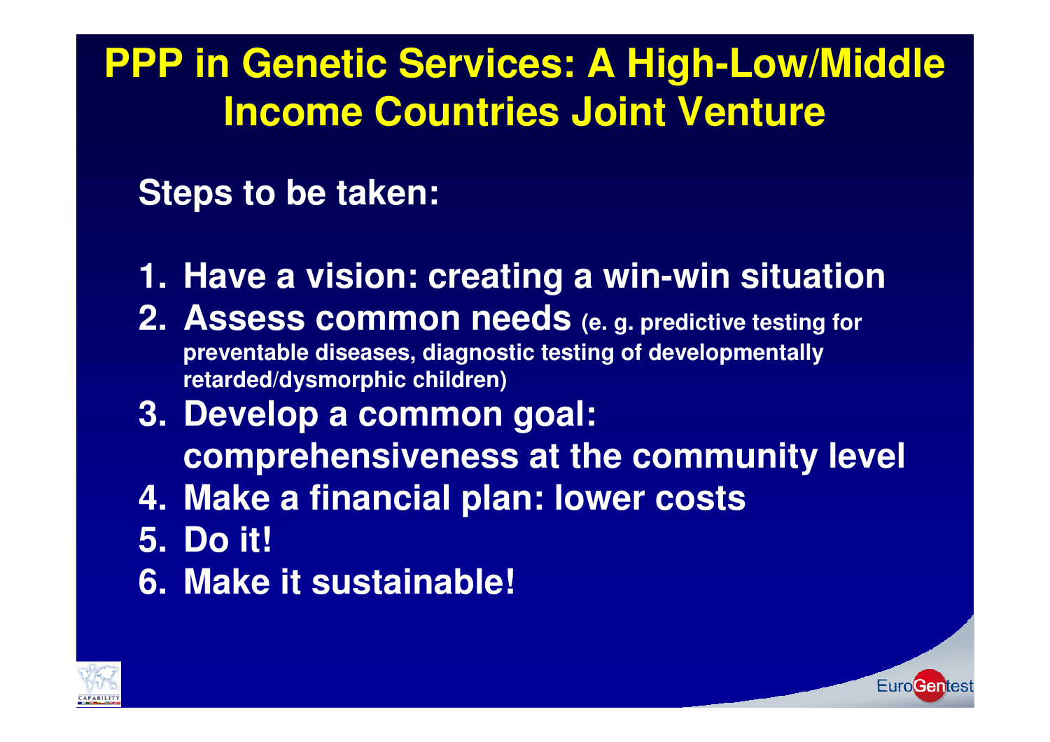# PPP in Genetic Services: A High-Low/Middle Income Countries Joint Venture

**Steps to be taken:**

1. **Have a vision: creating a win-win situation**
2. **Assess common needs** **(e. g. predictive testing for preventable diseases, diagnostic testing of developmentally retarded/dysmorphic children)**
3. **Develop a common goal: comprehensiveness at the community level**
4. **Make a financial plan: lower costs**
5. **Do it!**
6. **Make it sustainable!**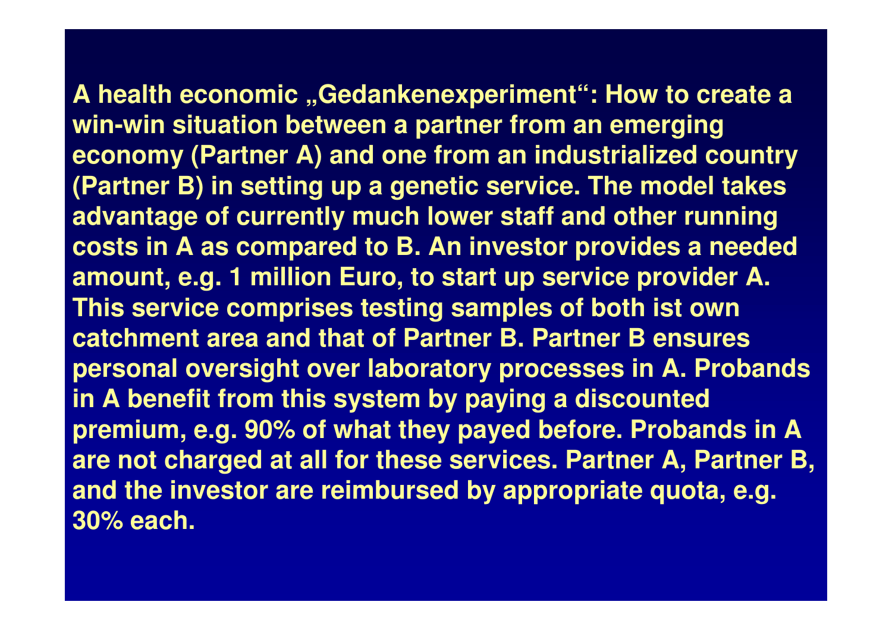**A health economic „Gedankenexperiment“: How to create a win-win situation between a partner from an emerging economy (Partner A) and one from an industrialized country (Partner B) in setting up a genetic service. The model takes advantage of currently much lower staff and other running costs in A as compared to B. An investor provides a needed amount, e.g. 1 million Euro, to start up service provider A. This service comprises testing samples of both ist own catchment area and that of Partner B. Partner B ensures personal oversight over laboratory processes in A. Probands in A benefit from this system by paying a discounted premium, e.g. 90% of what they payed before. Probands in A are not charged at all for these services. Partner A, Partner B, and the investor are reimbursed by appropriate quota, e.g. 30% each.**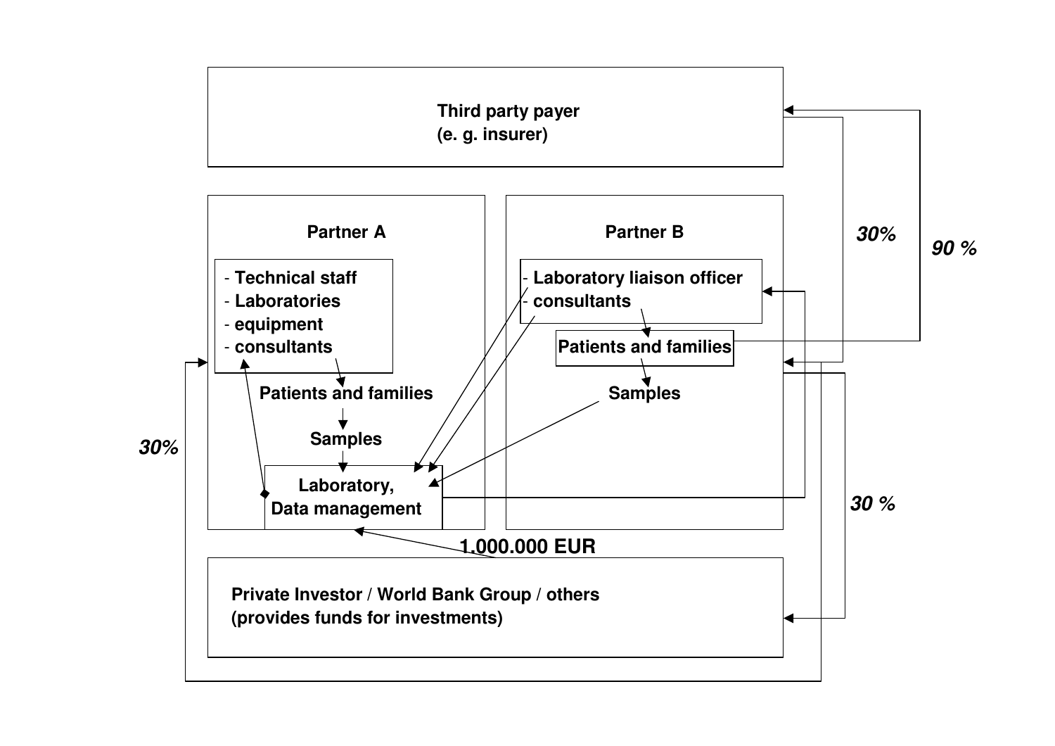Third party payer
(e. g. insurer)

Partner A

- Technical staff
- Laboratories
- equipment
- consultants

Patients and families

Samples

Laboratory,
Data management

Partner B

- Laboratory liaison officer
- consultants

Patients and families

Samples

30%

90 %

30%

30 %

1.000.000 EUR

Private Investor / World Bank Group / others
(provides funds for investments)